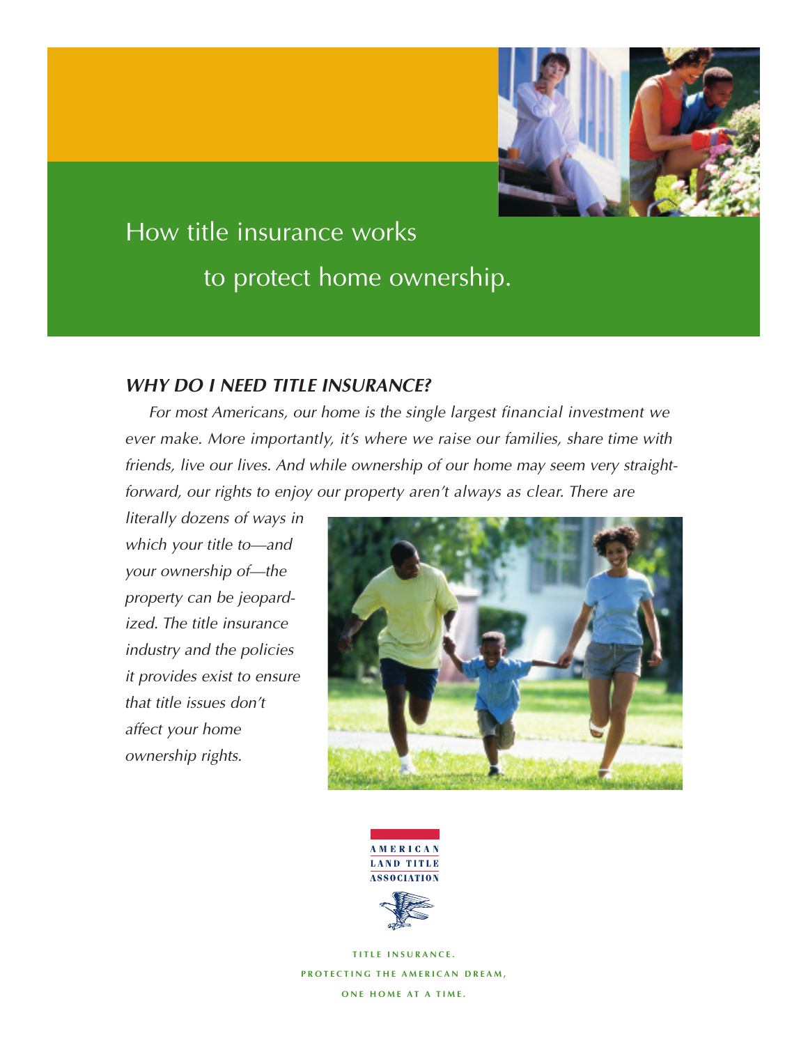# How title insurance works to protect home ownership.

## *WHY DO I NEED TITLE INSURANCE?*

*For most Americans, our home is the single largest financial investment we ever make. More importantly, it's where we raise our families, share time with friends, live our lives. And while ownership of our home may seem very straightforward, our rights to enjoy our property aren't always as clear. There are literally dozens of ways in which your title to—and your ownership of—the property can be jeopardized. The title insurance industry and the policies it provides exist to ensure that title issues don't affect your home ownership rights.*

AMERICAN LAND TITLE ASSOCIATION

TITLE INSURANCE.
PROTECTING THE AMERICAN DREAM,
ONE HOME AT A TIME.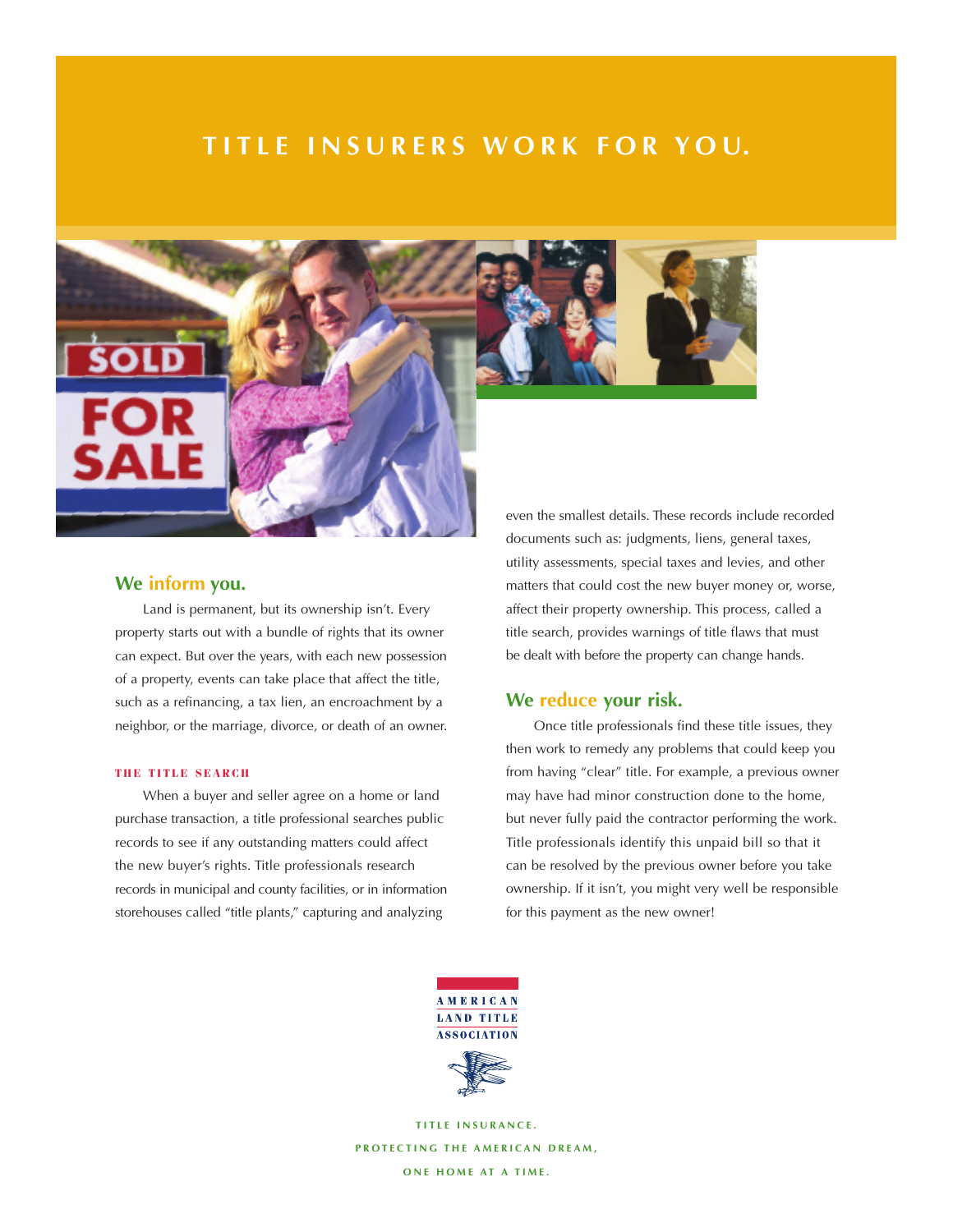# TITLE INSURERS WORK FOR YOU.

## We inform you.

Land is permanent, but its ownership isn't. Every property starts out with a bundle of rights that its owner can expect. But over the years, with each new possession of a property, events can take place that affect the title, such as a refinancing, a tax lien, an encroachment by a neighbor, or the marriage, divorce, or death of an owner.

### THE TITLE SEARCH

When a buyer and seller agree on a home or land purchase transaction, a title professional searches public records to see if any outstanding matters could affect the new buyer's rights. Title professionals research records in municipal and county facilities, or in information storehouses called "title plants," capturing and analyzing even the smallest details. These records include recorded documents such as: judgments, liens, general taxes, utility assessments, special taxes and levies, and other matters that could cost the new buyer money or, worse, affect their property ownership. This process, called a title search, provides warnings of title flaws that must be dealt with before the property can change hands.

## We reduce your risk.

Once title professionals find these title issues, they then work to remedy any problems that could keep you from having "clear" title. For example, a previous owner may have had minor construction done to the home, but never fully paid the contractor performing the work. Title professionals identify this unpaid bill so that it can be resolved by the previous owner before you take ownership. If it isn't, you might very well be responsible for this payment as the new owner!

AMERICAN LAND TITLE ASSOCIATION

TITLE INSURANCE.
PROTECTING THE AMERICAN DREAM,
ONE HOME AT A TIME.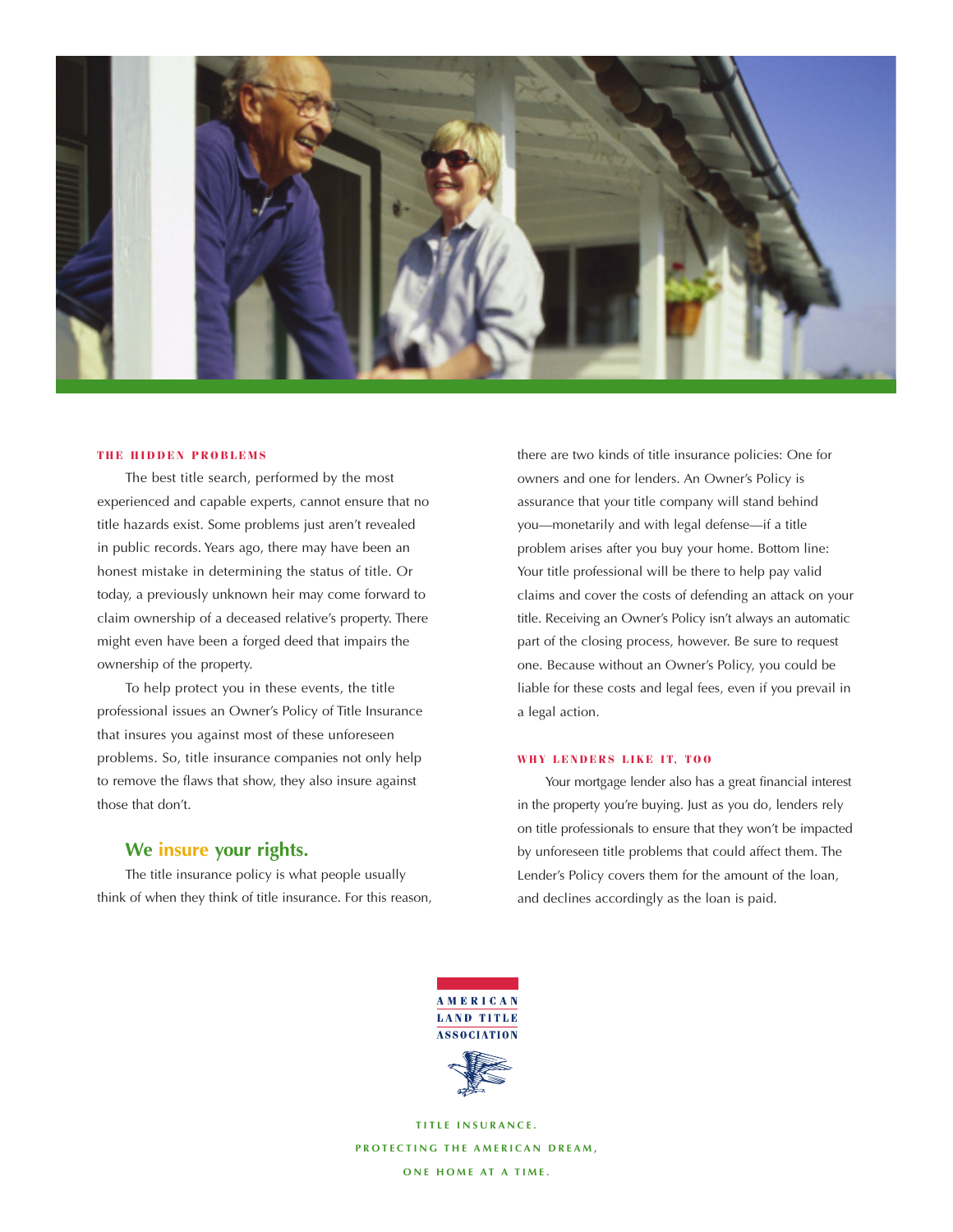### THE HIDDEN PROBLEMS

The best title search, performed by the most experienced and capable experts, cannot ensure that no title hazards exist. Some problems just aren't revealed in public records. Years ago, there may have been an honest mistake in determining the status of title. Or today, a previously unknown heir may come forward to claim ownership of a deceased relative's property. There might even have been a forged deed that impairs the ownership of the property.

To help protect you in these events, the title professional issues an Owner's Policy of Title Insurance that insures you against most of these unforeseen problems. So, title insurance companies not only help to remove the flaws that show, they also insure against those that don't.

## We insure your rights.

The title insurance policy is what people usually think of when they think of title insurance. For this reason, there are two kinds of title insurance policies: One for owners and one for lenders. An Owner's Policy is assurance that your title company will stand behind you—monetarily and with legal defense—if a title problem arises after you buy your home. Bottom line: Your title professional will be there to help pay valid claims and cover the costs of defending an attack on your title. Receiving an Owner's Policy isn't always an automatic part of the closing process, however. Be sure to request one. Because without an Owner's Policy, you could be liable for these costs and legal fees, even if you prevail in a legal action.

### WHY LENDERS LIKE IT, TOO

Your mortgage lender also has a great financial interest in the property you're buying. Just as you do, lenders rely on title professionals to ensure that they won't be impacted by unforeseen title problems that could affect them. The Lender's Policy covers them for the amount of the loan, and declines accordingly as the loan is paid.

AMERICAN LAND TITLE ASSOCIATION

TITLE INSURANCE.
PROTECTING THE AMERICAN DREAM,
ONE HOME AT A TIME.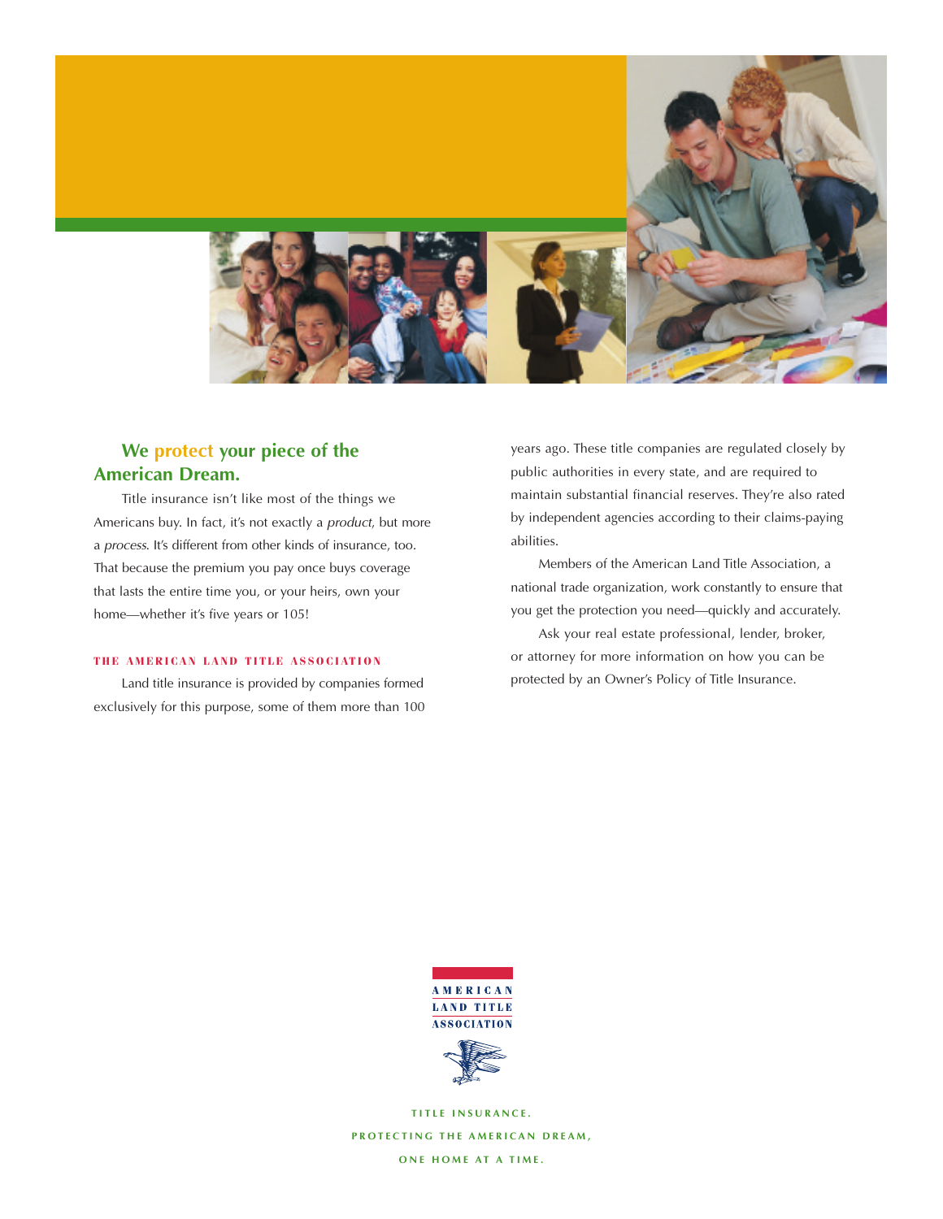## We protect your piece of the American Dream.

Title insurance isn't like most of the things we Americans buy. In fact, it's not exactly a *product*, but more a *process*. It's different from other kinds of insurance, too. That because the premium you pay once buys coverage that lasts the entire time you, or your heirs, own your home—whether it's five years or 105!

### THE AMERICAN LAND TITLE ASSOCIATION

Land title insurance is provided by companies formed exclusively for this purpose, some of them more than 100 years ago. These title companies are regulated closely by public authorities in every state, and are required to maintain substantial financial reserves. They're also rated by independent agencies according to their claims-paying abilities.

Members of the American Land Title Association, a national trade organization, work constantly to ensure that you get the protection you need—quickly and accurately.

Ask your real estate professional, lender, broker, or attorney for more information on how you can be protected by an Owner's Policy of Title Insurance.

AMERICAN
LAND TITLE
ASSOCIATION

TITLE INSURANCE.

PROTECTING THE AMERICAN DREAM,

ONE HOME AT A TIME.